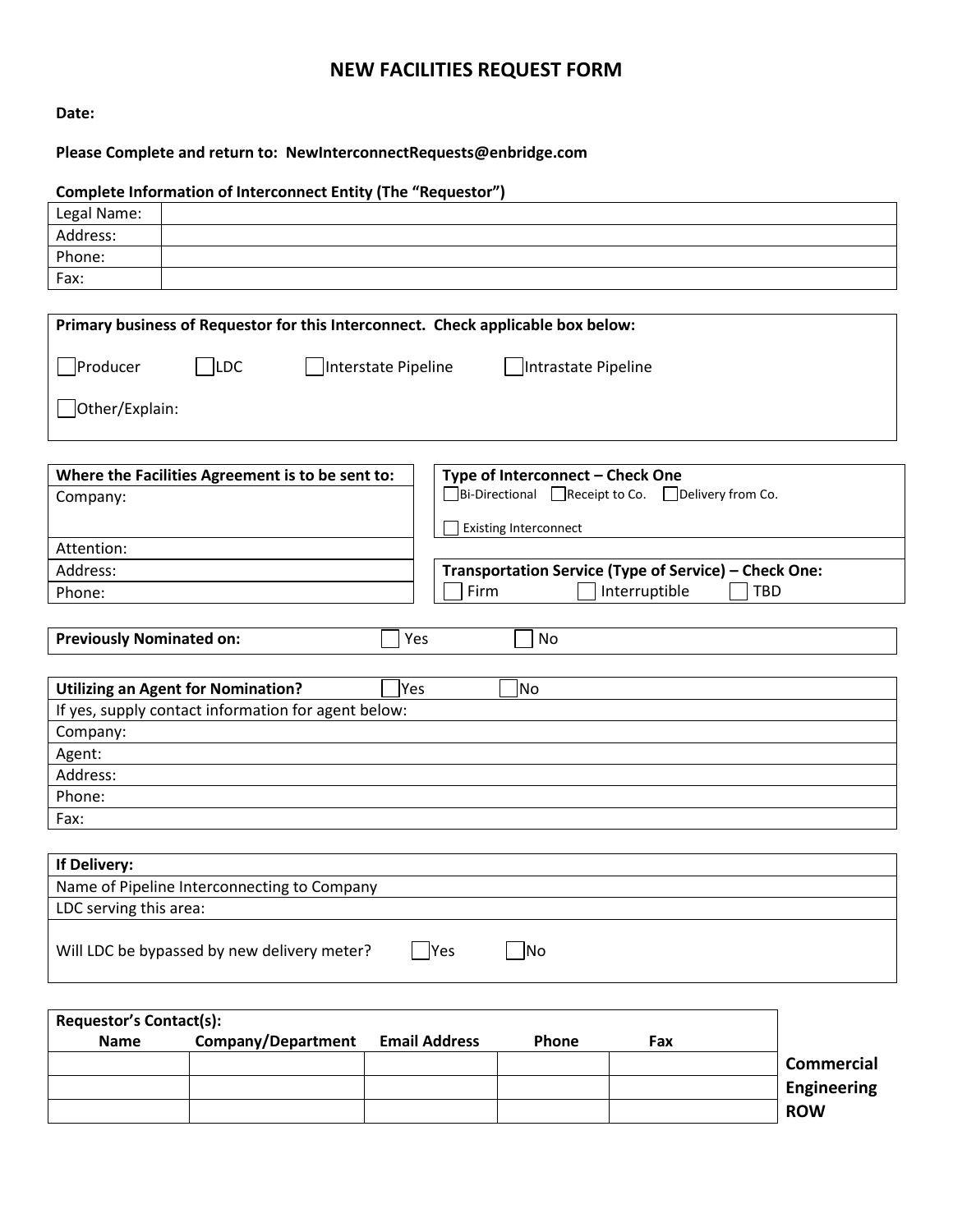# NEW FACILITIES REQUEST FORM

**Date:**

**Please Complete and return to: NewInterconnectRequests@enbridge.com**

**Complete Information of Interconnect Entity (The "Requestor")**

| | |
|---|---|
| Legal Name: | |
| Address: | |
| Phone: | |
| Fax: | |

**Primary business of Requestor for this Interconnect. Check applicable box below:**

☐ Producer ☐ LDC ☐ Interstate Pipeline ☐ Intrastate Pipeline

☐ Other/Explain:

| **Where the Facilities Agreement is to be sent to:** |
|---|
| Company: |
| Attention: |
| Address: |
| Phone: |

**Type of Interconnect – Check One**

☐ Bi-Directional ☐ Receipt to Co. ☐ Delivery from Co.

☐ Existing Interconnect

**Transportation Service (Type of Service) – Check One:**

☐ Firm ☐ Interruptible ☐ TBD

**Previously Nominated on:** ☐ Yes ☐ No

| **Utilizing an Agent for Nomination?** ☐ Yes ☐ No |
|---|
| If yes, supply contact information for agent below: |
| Company: |
| Agent: |
| Address: |
| Phone: |
| Fax: |

| **If Delivery:** |
|---|
| Name of Pipeline Interconnecting to Company |
| LDC serving this area: |
| Will LDC be bypassed by new delivery meter? ☐ Yes ☐ No |

**Requestor's Contact(s):**

| Name | Company/Department | Email Address | Phone | Fax | |
|---|---|---|---|---|---|
| | | | | | **Commercial** |
| | | | | | **Engineering** |
| | | | | | **ROW** |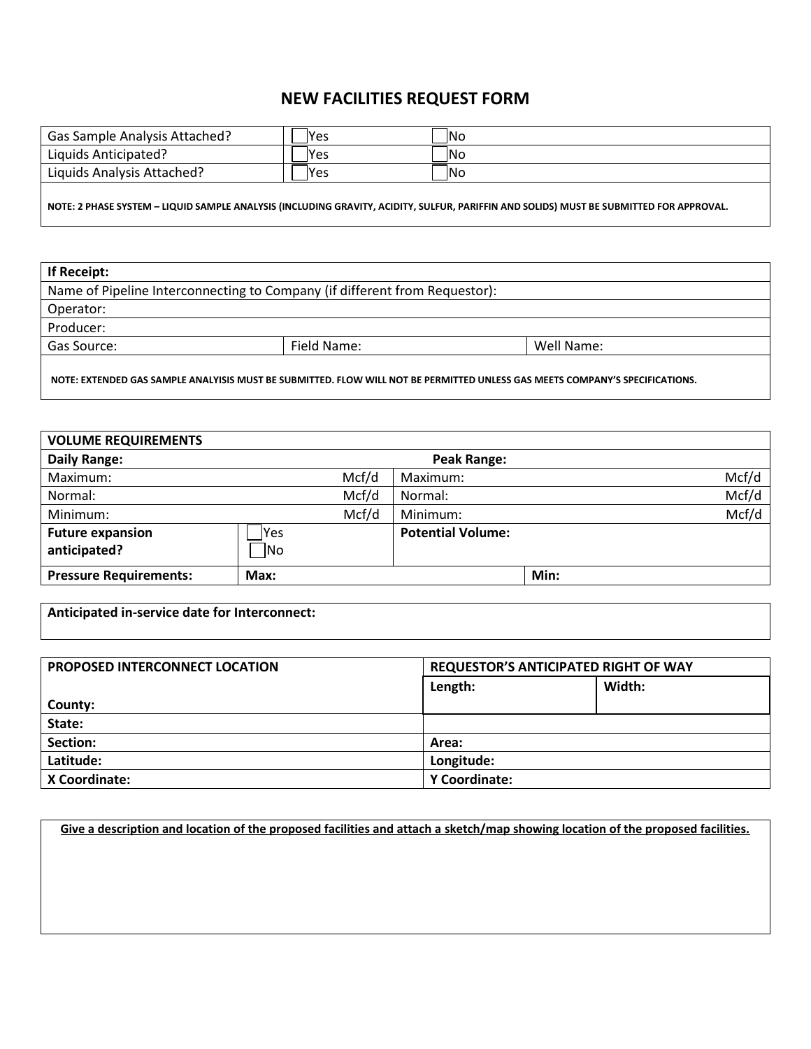# NEW FACILITIES REQUEST FORM

| Gas Sample Analysis Attached? | ☐ Yes | ☐ No |
|---|---|---|
| Liquids Anticipated? | ☐ Yes | ☐ No |
| Liquids Analysis Attached? | ☐ Yes | ☐ No |
| **NOTE: 2 PHASE SYSTEM – LIQUID SAMPLE ANALYSIS (INCLUDING GRAVITY, ACIDITY, SULFUR, PARIFFIN AND SOLIDS) MUST BE SUBMITTED FOR APPROVAL.** | | |

| **If Receipt:** | | |
|---|---|---|
| Name of Pipeline Interconnecting to Company (if different from Requestor): | | |
| Operator: | | |
| Producer: | | |
| Gas Source: | Field Name: | Well Name: |
| **NOTE: EXTENDED GAS SAMPLE ANALYISIS MUST BE SUBMITTED. FLOW WILL NOT BE PERMITTED UNLESS GAS MEETS COMPANY'S SPECIFICATIONS.** | | |

| **VOLUME REQUIREMENTS** | | | |
|---|---|---|---|
| **Daily Range:** | | **Peak Range:** | |
| Maximum: | Mcf/d | Maximum: | Mcf/d |
| Normal: | Mcf/d | Normal: | Mcf/d |
| Minimum: | Mcf/d | Minimum: | Mcf/d |
| **Future expansion anticipated?** | ☐ Yes ☐ No | **Potential Volume:** | |
| **Pressure Requirements:** | **Max:** | | **Min:** |

**Anticipated in-service date for Interconnect:**

| **PROPOSED INTERCONNECT LOCATION** | **REQUESTOR'S ANTICIPATED RIGHT OF WAY** | |
|---|---|---|
| **County:** | **Length:** | **Width:** |
| **State:** | | |
| **Section:** | **Area:** | |
| **Latitude:** | **Longitude:** | |
| **X Coordinate:** | **Y Coordinate:** | |

**Give a description and location of the proposed facilities and attach a sketch/map showing location of the proposed facilities.**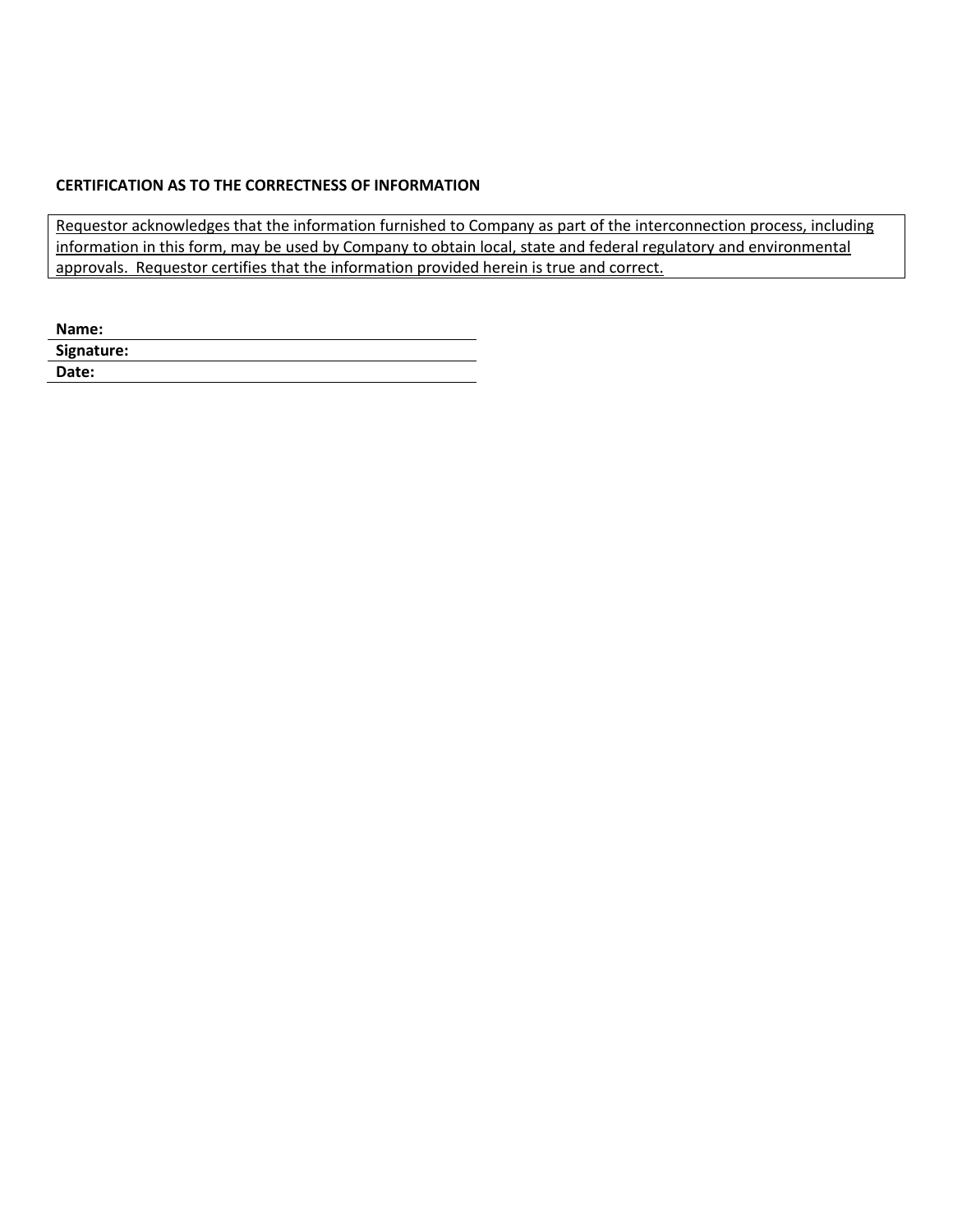**CERTIFICATION AS TO THE CORRECTNESS OF INFORMATION**

Requestor acknowledges that the information furnished to Company as part of the interconnection process, including information in this form, may be used by Company to obtain local, state and federal regulatory and environmental approvals. Requestor certifies that the information provided herein is true and correct.

**Name:**

**Signature:**

**Date:**